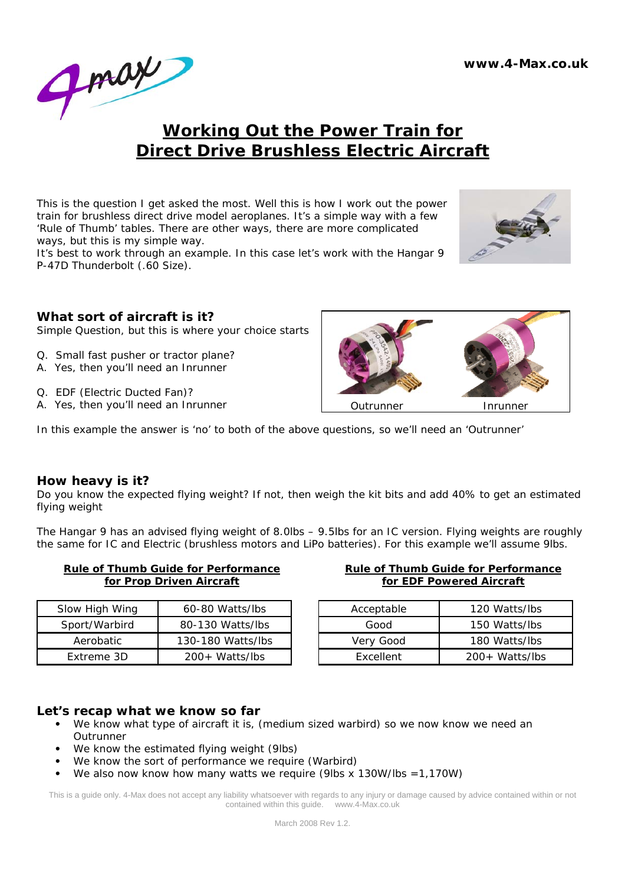# Working Out the Power Train for Direct Drive Brushless Electric Aircraft

This is the question I get asked the most. Well this is how I work out the power train for brushless direct drive model aeroplanes. It's a simple way with a few 'Rule of Thumb' tables. There are other ways, there are more complicated ways, but this is my simple way.
It's best to work through an example. In this case let's work with the Hangar 9 P-47D Thunderbolt (.60 Size).

## What sort of aircraft is it?

Simple Question, but this is where your choice starts

Q. Small fast pusher or tractor plane?
A. Yes, then you'll need an Inrunner

Q. EDF (Electric Ducted Fan)?
A. Yes, then you'll need an Inrunner

Outrunner    Inrunner

In this example the answer is 'no' to both of the above questions, so we'll need an 'Outrunner'

## How heavy is it?

Do you know the expected flying weight? If not, then weigh the kit bits and add 40% to get an estimated flying weight

The Hangar 9 has an advised flying weight of 8.0lbs – 9.5lbs for an IC version. Flying weights are roughly the same for IC and Electric (brushless motors and LiPo batteries). For this example we'll assume 9lbs.

**Rule of Thumb Guide for Performance for Prop Driven Aircraft**

| Slow High Wing | 60-80 Watts/lbs |
|---|---|
| Sport/Warbird | 80-130 Watts/lbs |
| Aerobatic | 130-180 Watts/lbs |
| Extreme 3D | 200+ Watts/lbs |

**Rule of Thumb Guide for Performance for EDF Powered Aircraft**

| Acceptable | 120 Watts/lbs |
|---|---|
| Good | 150 Watts/lbs |
| Very Good | 180 Watts/lbs |
| Excellent | 200+ Watts/lbs |

## Let's recap what we know so far

- We know what type of aircraft it is, (medium sized warbird) so we now know we need an Outrunner
- We know the estimated flying weight (9lbs)
- We know the sort of performance we require (Warbird)
- We also now know how many watts we require (9lbs x 130W/lbs =1,170W)

This is a guide only. 4-Max does not accept any liability whatsoever with regards to any injury or damage caused by advice contained within or not contained within this guide. www.4-Max.co.uk

March 2008 Rev 1.2.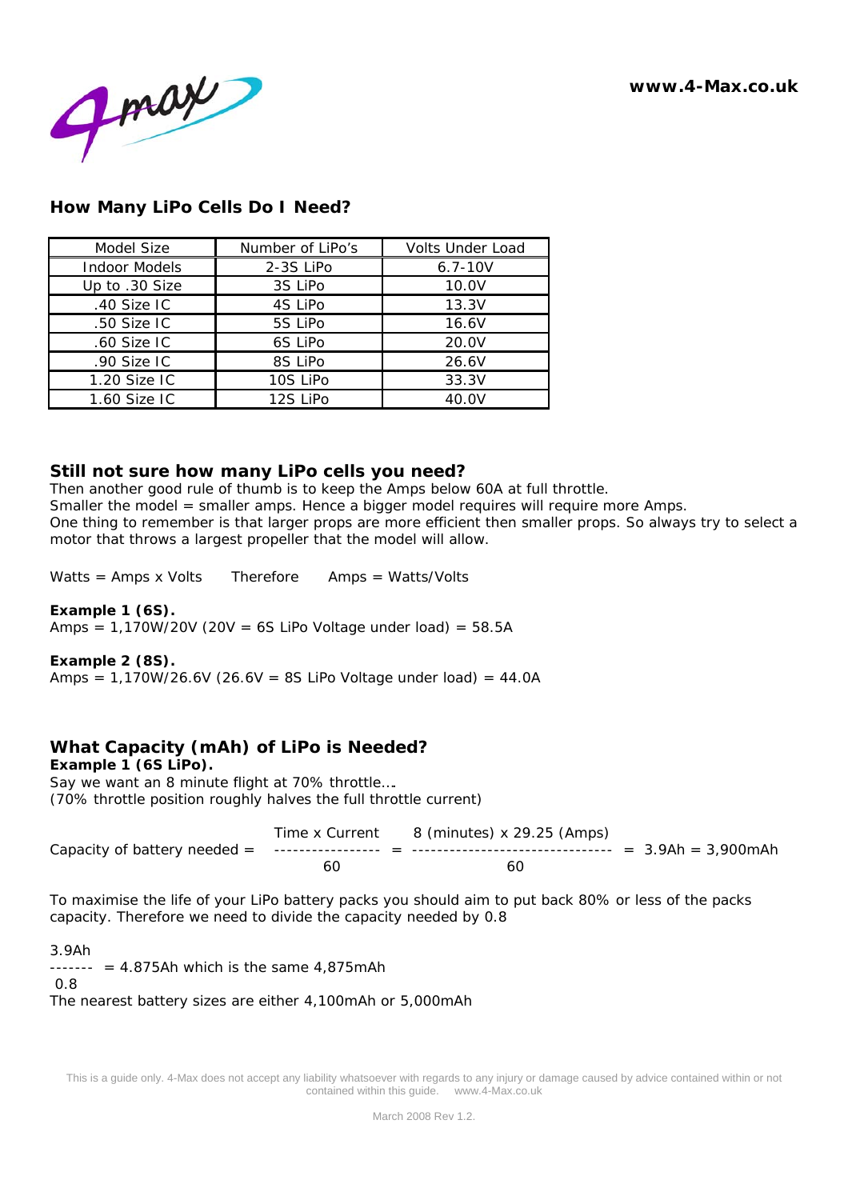## How Many LiPo Cells Do I Need?

| Model Size | Number of LiPo's | Volts Under Load |
|---|---|---|
| Indoor Models | 2-3S LiPo | 6.7-10V |
| Up to .30 Size | 3S LiPo | 10.0V |
| .40 Size IC | 4S LiPo | 13.3V |
| .50 Size IC | 5S LiPo | 16.6V |
| .60 Size IC | 6S LiPo | 20.0V |
| .90 Size IC | 8S LiPo | 26.6V |
| 1.20 Size IC | 10S LiPo | 33.3V |
| 1.60 Size IC | 12S LiPo | 40.0V |

## Still not sure how many LiPo cells you need?

Then another good rule of thumb is to keep the Amps below 60A at full throttle.
Smaller the model = smaller amps. Hence a bigger model requires will require more Amps.
One thing to remember is that larger props are more efficient then smaller props. So always try to select a motor that throws a largest propeller that the model will allow.

Watts = Amps x Volts      Therefore      Amps = Watts/Volts

**Example 1 (6S).**
Amps = 1,170W/20V (20V = 6S LiPo Voltage under load) = 58.5A

**Example 2 (8S).**
Amps = 1,170W/26.6V (26.6V = 8S LiPo Voltage under load) = 44.0A

## What Capacity (mAh) of LiPo is Needed?

**Example 1 (6S LiPo).**
Say we want an 8 minute flight at 70% throttle….
(70% throttle position roughly halves the full throttle current)

$$\text{Capacity of battery needed} = \frac{\text{Time x Current}}{60} = \frac{\text{8 (minutes) x 29.25 (Amps)}}{60} = 3.9\text{Ah} = 3{,}900\text{mAh}$$

To maximise the life of your LiPo battery packs you should aim to put back 80% or less of the packs capacity. Therefore we need to divide the capacity needed by 0.8

$$\frac{3.9\text{Ah}}{0.8} = 4.875\text{Ah which is the same } 4{,}875\text{mAh}$$

The nearest battery sizes are either 4,100mAh or 5,000mAh

This is a guide only. 4-Max does not accept any liability whatsoever with regards to any injury or damage caused by advice contained within or not contained within this guide. www.4-Max.co.uk

March 2008 Rev 1.2.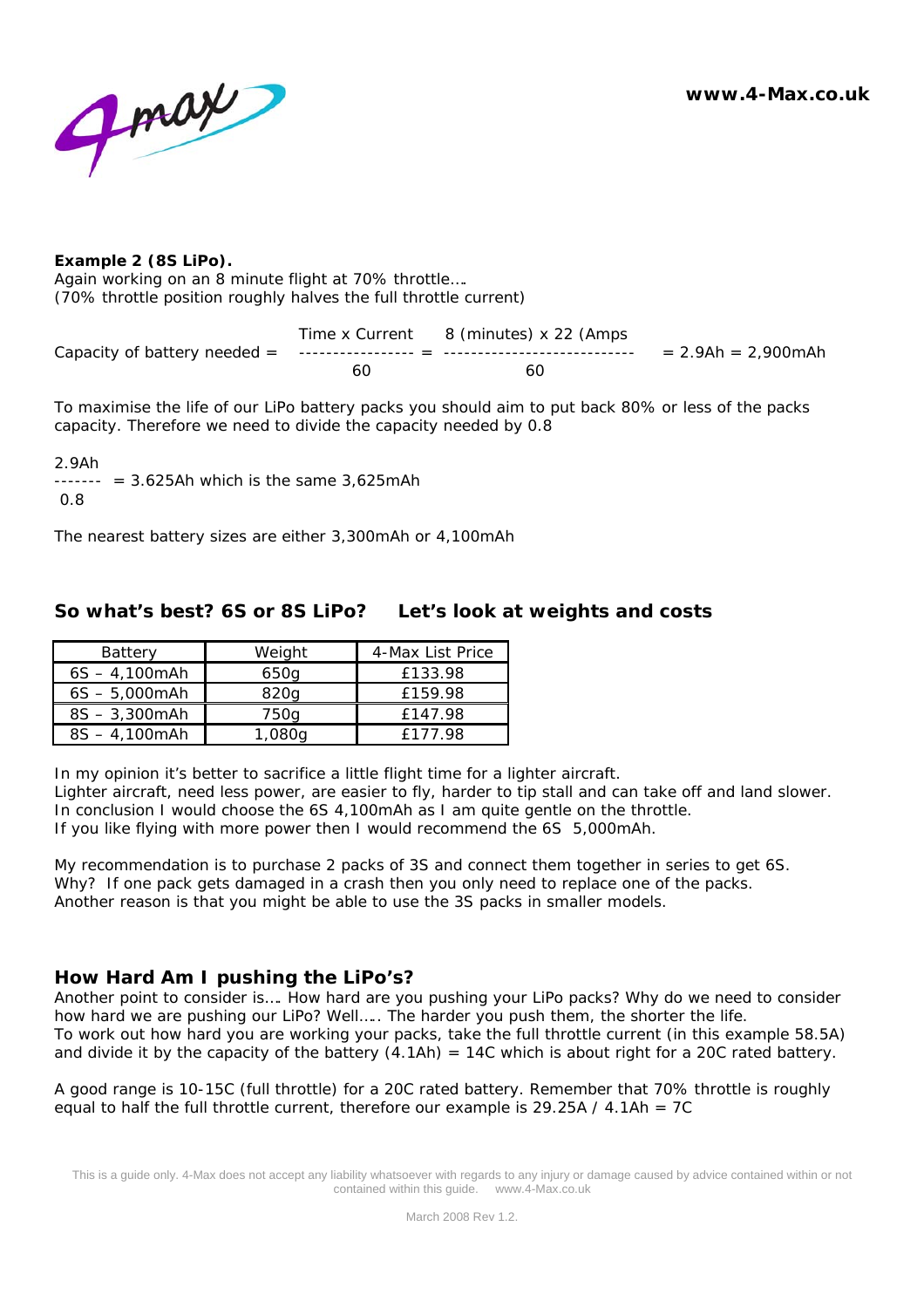**Example 2 (8S LiPo).**
Again working on an 8 minute flight at 70% throttle….
(70% throttle position roughly halves the full throttle current)

$$\text{Capacity of battery needed} = \frac{\text{Time x Current}}{60} = \frac{\text{8 (minutes) x 22 (Amps}}{60} = 2.9\text{Ah} = 2{,}900\text{mAh}$$

To maximise the life of our LiPo battery packs you should aim to put back 80% or less of the packs capacity. Therefore we need to divide the capacity needed by 0.8

$$\frac{2.9\text{Ah}}{0.8} = 3.625\text{Ah which is the same } 3{,}625\text{mAh}$$

The nearest battery sizes are either 3,300mAh or 4,100mAh

## So what's best? 6S or 8S LiPo? Let's look at weights and costs

| Battery | Weight | 4-Max List Price |
|---|---|---|
| 6S – 4,100mAh | 650g | £133.98 |
| 6S – 5,000mAh | 820g | £159.98 |
| 8S – 3,300mAh | 750g | £147.98 |
| 8S – 4,100mAh | 1,080g | £177.98 |

In my opinion it's better to sacrifice a little flight time for a lighter aircraft.
Lighter aircraft, need less power, are easier to fly, harder to tip stall and can take off and land slower.
In conclusion I would choose the 6S 4,100mAh as I am quite gentle on the throttle.
If you like flying with more power then I would recommend the 6S 5,000mAh.

My recommendation is to purchase 2 packs of 3S and connect them together in series to get 6S.
Why? If one pack gets damaged in a crash then you only need to replace one of the packs.
Another reason is that you might be able to use the 3S packs in smaller models.

## How Hard Am I pushing the LiPo's?

Another point to consider is…. How hard are you pushing your LiPo packs? Why do we need to consider how hard we are pushing our LiPo? Well….. The harder you push them, the shorter the life.
To work out how hard you are working your packs, take the full throttle current (in this example 58.5A) and divide it by the capacity of the battery (4.1Ah) = 14C which is about right for a 20C rated battery.

A good range is 10-15C (full throttle) for a 20C rated battery. Remember that 70% throttle is roughly equal to half the full throttle current, therefore our example is 29.25A / 4.1Ah = 7C

This is a guide only. 4-Max does not accept any liability whatsoever with regards to any injury or damage caused by advice contained within or not contained within this guide. www.4-Max.co.uk

March 2008 Rev 1.2.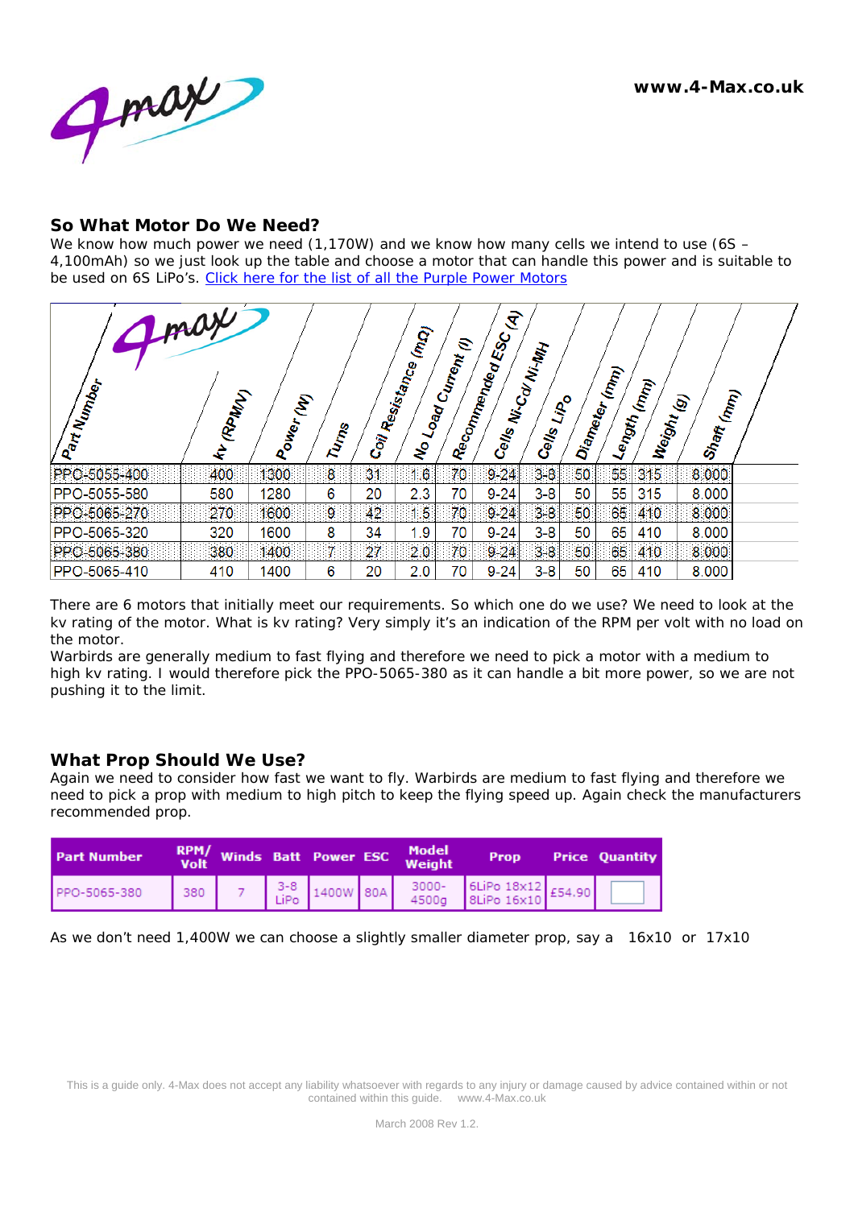## So What Motor Do We Need?

We know how much power we need (1,170W) and we know how many cells we intend to use (6S – 4,100mAh) so we just look up the table and choose a motor that can handle this power and is suitable to be used on 6S LiPo's. Click here for the list of all the Purple Power Motors

| Part Number | kv (RPM/V) | Power (W) | Turns | Coil Resistance (mΩ) | No Load Current (I) | Recommended ESC (A) | Cells Ni-Cd/ Ni-MH | Cells LiPo | Diameter (mm) | Length (mm) | Weight (g) | Shaft (mm) |
|---|---|---|---|---|---|---|---|---|---|---|---|---|
| PPO-5055-400 | 400 | 1300 | 8 | 31 | 1.6 | 70 | 9-24 | 3-8 | 50 | 55 | 315 | 8.000 |
| PPO-5055-580 | 580 | 1280 | 6 | 20 | 2.3 | 70 | 9-24 | 3-8 | 50 | 55 | 315 | 8.000 |
| PPO-5065-270 | 270 | 1600 | 9 | 42 | 1.5 | 70 | 9-24 | 3-8 | 50 | 65 | 410 | 8.000 |
| PPO-5065-320 | 320 | 1600 | 8 | 34 | 1.9 | 70 | 9-24 | 3-8 | 50 | 65 | 410 | 8.000 |
| PPO-5065-380 | 380 | 1400 | 7 | 27 | 2.0 | 70 | 9-24 | 3-8 | 50 | 65 | 410 | 8.000 |
| PPO-5065-410 | 410 | 1400 | 6 | 20 | 2.0 | 70 | 9-24 | 3-8 | 50 | 65 | 410 | 8.000 |

There are 6 motors that initially meet our requirements. So which one do we use? We need to look at the kv rating of the motor. What is kv rating? Very simply it's an indication of the RPM per volt with no load on the motor.

Warbirds are generally medium to fast flying and therefore we need to pick a motor with a medium to high kv rating. I would therefore pick the PPO-5065-380 as it can handle a bit more power, so we are not pushing it to the limit.

## What Prop Should We Use?

Again we need to consider how fast we want to fly. Warbirds are medium to fast flying and therefore we need to pick a prop with medium to high pitch to keep the flying speed up. Again check the manufacturers recommended prop.

| Part Number | RPM/ Volt | Winds | Batt | Power | ESC | Model Weight | Prop | Price | Quantity |
|---|---|---|---|---|---|---|---|---|---|
| PPO-5065-380 | 380 | 7 | 3-8 LiPo | 1400W | 80A | 3000-4500g | 6LiPo 18x12 8LiPo 16x10 | £54.90 | |

As we don't need 1,400W we can choose a slightly smaller diameter prop, say a 16x10 or 17x10

This is a guide only. 4-Max does not accept any liability whatsoever with regards to any injury or damage caused by advice contained within or not contained within this guide. www.4-Max.co.uk

March 2008 Rev 1.2.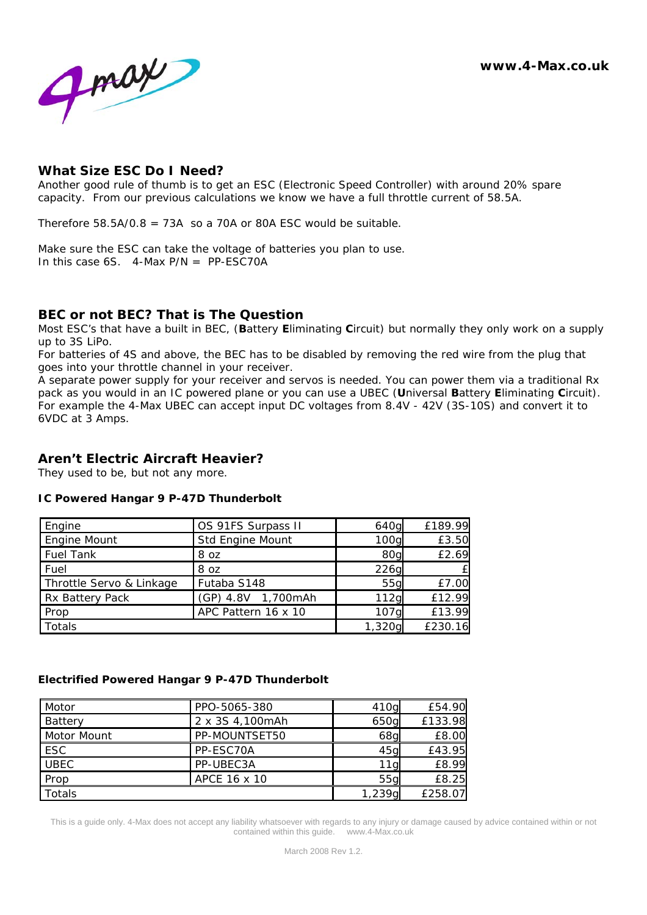## What Size ESC Do I Need?

Another good rule of thumb is to get an ESC (Electronic Speed Controller) with around 20% spare capacity. From our previous calculations we know we have a full throttle current of 58.5A.

Therefore 58.5A/0.8 = 73A so a 70A or 80A ESC would be suitable.

Make sure the ESC can take the voltage of batteries you plan to use.
In this case 6S. 4-Max P/N = PP-ESC70A

## BEC or not BEC? That is The Question

Most ESC's that have a built in BEC, (**B**attery **E**liminating **C**ircuit) but normally they only work on a supply up to 3S LiPo.
For batteries of 4S and above, the BEC has to be disabled by removing the red wire from the plug that goes into your throttle channel in your receiver.
A separate power supply for your receiver and servos is needed. You can power them via a traditional Rx pack as you would in an IC powered plane or you can use a UBEC (**U**niversal **B**attery **E**liminating **C**ircuit). For example the 4-Max UBEC can accept input DC voltages from 8.4V - 42V (3S-10S) and convert it to 6VDC at 3 Amps.

## Aren't Electric Aircraft Heavier?

They used to be, but not any more.

**IC Powered Hangar 9 P-47D Thunderbolt**

| | | | |
|---|---|---|---|
| Engine | OS 91FS Surpass II | 640g | £189.99 |
| Engine Mount | Std Engine Mount | 100g | £3.50 |
| Fuel Tank | 8 oz | 80g | £2.69 |
| Fuel | 8 oz | 226g | £ |
| Throttle Servo & Linkage | Futaba S148 | 55g | £7.00 |
| Rx Battery Pack | (GP) 4.8V 1,700mAh | 112g | £12.99 |
| Prop | APC Pattern 16 x 10 | 107g | £13.99 |
| Totals | | 1,320g | £230.16 |

**Electrified Powered Hangar 9 P-47D Thunderbolt**

| | | | |
|---|---|---|---|
| Motor | PPO-5065-380 | 410g | £54.90 |
| Battery | 2 x 3S 4,100mAh | 650g | £133.98 |
| Motor Mount | PP-MOUNTSET50 | 68g | £8.00 |
| ESC | PP-ESC70A | 45g | £43.95 |
| UBEC | PP-UBEC3A | 11g | £8.99 |
| Prop | APCE 16 x 10 | 55g | £8.25 |
| Totals | | 1,239g | £258.07 |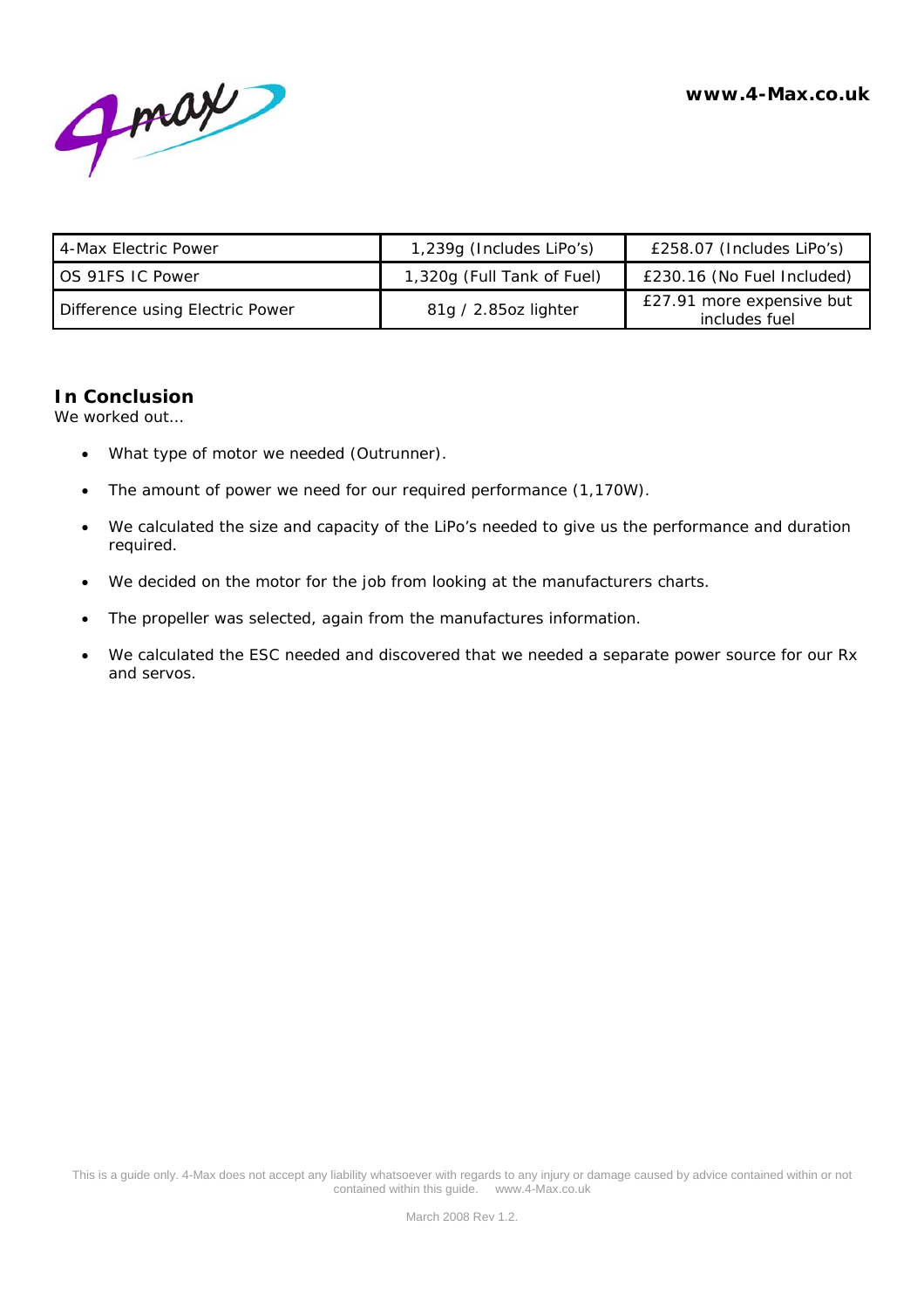| | | |
|---|---|---|
| 4-Max Electric Power | 1,239g (Includes LiPo's) | £258.07 (Includes LiPo's) |
| OS 91FS IC Power | 1,320g (Full Tank of Fuel) | £230.16 (No Fuel Included) |
| Difference using Electric Power | 81g / 2.85oz lighter | £27.91 more expensive but includes fuel |

**In Conclusion**

We worked out…

- What type of motor we needed (Outrunner).
- The amount of power we need for our required performance (1,170W).
- We calculated the size and capacity of the LiPo's needed to give us the performance and duration required.
- We decided on the motor for the job from looking at the manufacturers charts.
- The propeller was selected, again from the manufactures information.
- We calculated the ESC needed and discovered that we needed a separate power source for our Rx and servos.

This is a guide only. 4-Max does not accept any liability whatsoever with regards to any injury or damage caused by advice contained within or not contained within this guide. www.4-Max.co.uk

March 2008 Rev 1.2.